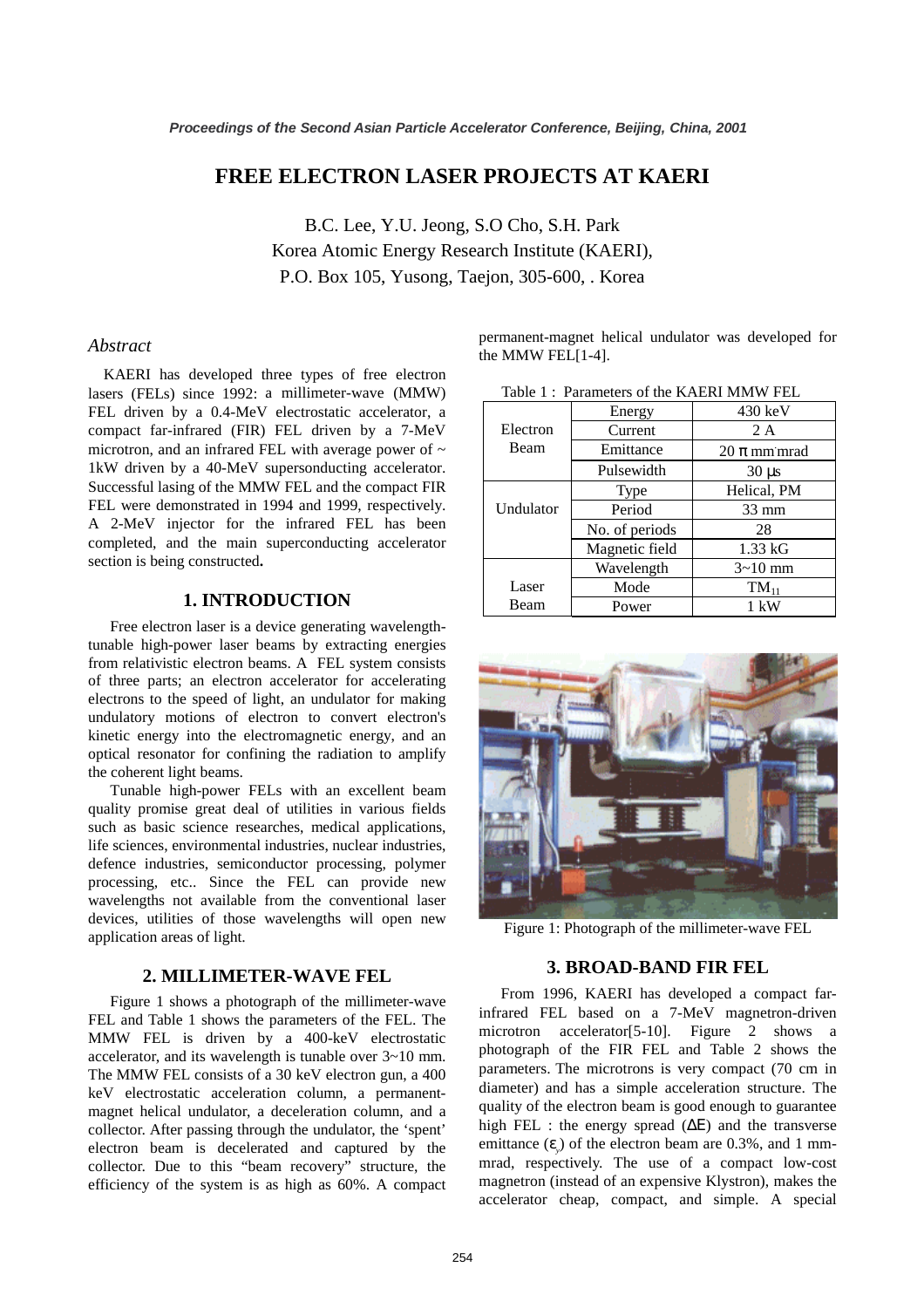# FREE ELECTRON LASER PROJECTS AT KAERI

B.C. Lee, Y.U. Jeong, S.O Cho, S.H. Park
Korea Atomic Energy Research Institute (KAERI),
P.O. Box 105, Yusong, Taejon, 305-600, . Korea

### *Abstract*

KAERI has developed three types of free electron lasers (FELs) since 1992: a millimeter-wave (MMW) FEL driven by a 0.4-MeV electrostatic accelerator, a compact far-infrared (FIR) FEL driven by a 7-MeV microtron, and an infrared FEL with average power of ~ 1kW driven by a 40-MeV supersonducting accelerator. Successful lasing of the MMW FEL and the compact FIR FEL were demonstrated in 1994 and 1999, respectively. A 2-MeV injector for the infrared FEL has been completed, and the main superconducting accelerator section is being constructed**.**

## 1. INTRODUCTION

Free electron laser is a device generating wavelength-tunable high-power laser beams by extracting energies from relativistic electron beams. A FEL system consists of three parts; an electron accelerator for accelerating electrons to the speed of light, an undulator for making undulatory motions of electron to convert electron's kinetic energy into the electromagnetic energy, and an optical resonator for confining the radiation to amplify the coherent light beams.

Tunable high-power FELs with an excellent beam quality promise great deal of utilities in various fields such as basic science researches, medical applications, life sciences, environmental industries, nuclear industries, defence industries, semiconductor processing, polymer processing, etc.. Since the FEL can provide new wavelengths not available from the conventional laser devices, utilities of those wavelengths will open new application areas of light.

## 2. MILLIMETER-WAVE FEL

Figure 1 shows a photograph of the millimeter-wave FEL and Table 1 shows the parameters of the FEL. The MMW FEL is driven by a 400-keV electrostatic accelerator, and its wavelength is tunable over 3~10 mm. The MMW FEL consists of a 30 keV electron gun, a 400 keV electrostatic acceleration column, a permanent-magnet helical undulator, a deceleration column, and a collector. After passing through the undulator, the 'spent' electron beam is decelerated and captured by the collector. Due to this "beam recovery" structure, the efficiency of the system is as high as 60%. A compact permanent-magnet helical undulator was developed for the MMW FEL[1-4].

Table 1 : Parameters of the KAERI MMW FEL

| | | |
|---|---|---|
| Electron Beam | Energy | 430 keV |
| | Current | 2 A |
| | Emittance | 20 π mm·mrad |
| | Pulsewidth | 30 μs |
| Undulator | Type | Helical, PM |
| | Period | 33 mm |
| | No. of periods | 28 |
| | Magnetic field | 1.33 kG |
| Laser Beam | Wavelength | 3~10 mm |
| | Mode | $TM_{11}$ |
| | Power | 1 kW |

Figure 1: Photograph of the millimeter-wave FEL

## 3. BROAD-BAND FIR FEL

From 1996, KAERI has developed a compact far-infrared FEL based on a 7-MeV magnetron-driven microtron accelerator[5-10]. Figure 2 shows a photograph of the FIR FEL and Table 2 shows the parameters. The microtrons is very compact (70 cm in diameter) and has a simple acceleration structure. The quality of the electron beam is good enough to guarantee high FEL : the energy spread ($\Delta E$) and the transverse emittance ($\varepsilon_y$) of the electron beam are 0.3%, and 1 mm-mrad, respectively. The use of a compact low-cost magnetron (instead of an expensive Klystron), makes the accelerator cheap, compact, and simple. A special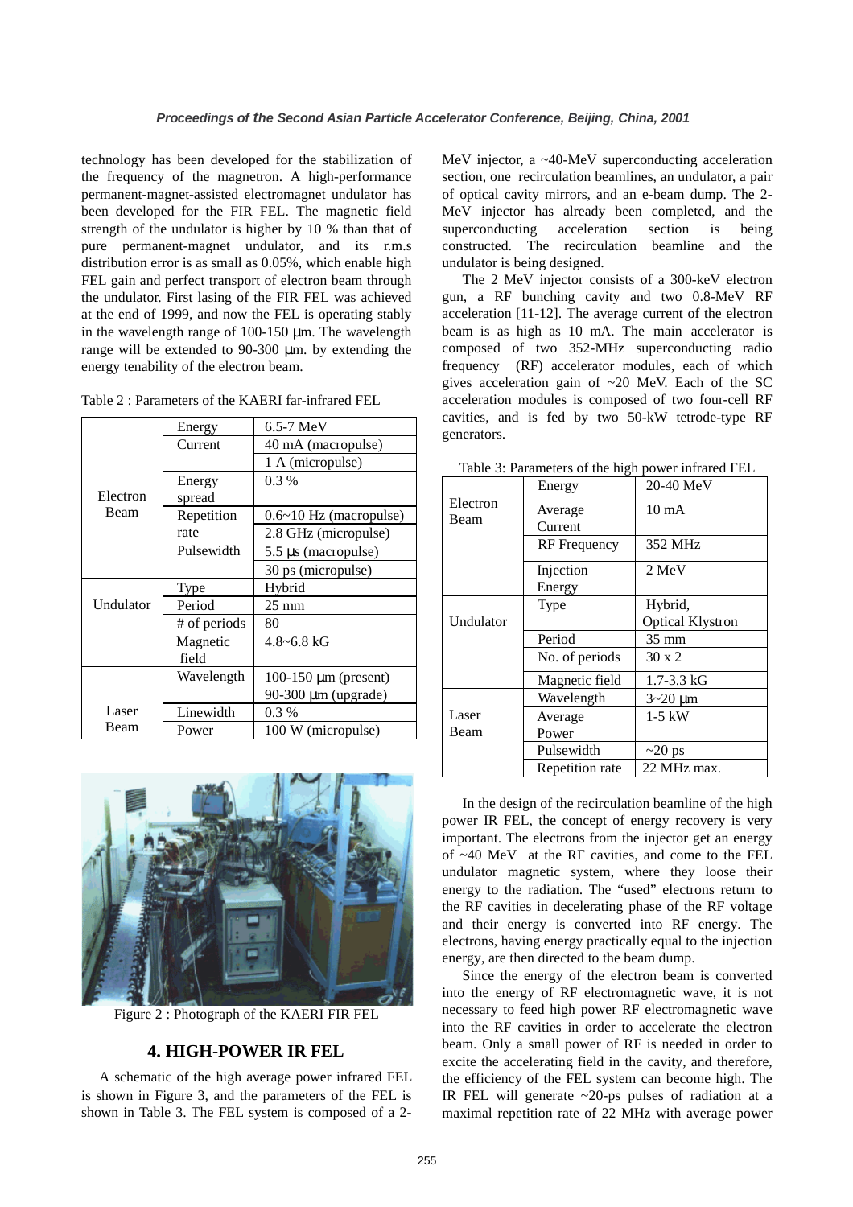technology has been developed for the stabilization of the frequency of the magnetron. A high-performance permanent-magnet-assisted electromagnet undulator has been developed for the FIR FEL. The magnetic field strength of the undulator is higher by 10 % than that of pure permanent-magnet undulator, and its r.m.s distribution error is as small as 0.05%, which enable high FEL gain and perfect transport of electron beam through the undulator. First lasing of the FIR FEL was achieved at the end of 1999, and now the FEL is operating stably in the wavelength range of 100-150 μm. The wavelength range will be extended to 90-300 μm. by extending the energy tenability of the electron beam.

Table 2 : Parameters of the KAERI far-infrared FEL

| | | |
|---|---|---|
| Electron Beam | Energy | 6.5-7 MeV |
| | Current | 40 mA (macropulse) |
| | | 1 A (micropulse) |
| | Energy spread | 0.3 % |
| | Repetition rate | 0.6~10 Hz (macropulse) |
| | | 2.8 GHz (micropulse) |
| | Pulsewidth | 5.5 μs (macropulse) |
| | | 30 ps (micropulse) |
| Undulator | Type | Hybrid |
| | Period | 25 mm |
| | # of periods | 80 |
| | Magnetic field | 4.8~6.8 kG |
| Laser Beam | Wavelength | 100-150 μm (present) |
| | | 90-300 μm (upgrade) |
| | Linewidth | 0.3 % |
| | Power | 100 W (micropulse) |

Figure 2 : Photograph of the KAERI FIR FEL

## 4. HIGH-POWER IR FEL

A schematic of the high average power infrared FEL is shown in Figure 3, and the parameters of the FEL is shown in Table 3. The FEL system is composed of a 2-MeV injector, a ~40-MeV superconducting acceleration section, one recirculation beamlines, an undulator, a pair of optical cavity mirrors, and an e-beam dump. The 2-MeV injector has already been completed, and the superconducting acceleration section is being constructed. The recirculation beamline and the undulator is being designed.

The 2 MeV injector consists of a 300-keV electron gun, a RF bunching cavity and two 0.8-MeV RF acceleration [11-12]. The average current of the electron beam is as high as 10 mA. The main accelerator is composed of two 352-MHz superconducting radio frequency (RF) accelerator modules, each of which gives acceleration gain of ~20 MeV. Each of the SC acceleration modules is composed of two four-cell RF cavities, and is fed by two 50-kW tetrode-type RF generators.

Table 3: Parameters of the high power infrared FEL

| | | |
|---|---|---|
| Electron Beam | Energy | 20-40 MeV |
| | Average Current | 10 mA |
| | RF Frequency | 352 MHz |
| | Injection Energy | 2 MeV |
| Undulator | Type | Hybrid, Optical Klystron |
| | Period | 35 mm |
| | No. of periods | 30 x 2 |
| | Magnetic field | 1.7-3.3 kG |
| Laser Beam | Wavelength | 3~20 μm |
| | Average Power | 1-5 kW |
| | Pulsewidth | ~20 ps |
| | Repetition rate | 22 MHz max. |

In the design of the recirculation beamline of the high power IR FEL, the concept of energy recovery is very important. The electrons from the injector get an energy of ~40 MeV at the RF cavities, and come to the FEL undulator magnetic system, where they loose their energy to the radiation. The "used" electrons return to the RF cavities in decelerating phase of the RF voltage and their energy is converted into RF energy. The electrons, having energy practically equal to the injection energy, are then directed to the beam dump.

Since the energy of the electron beam is converted into the energy of RF electromagnetic wave, it is not necessary to feed high power RF electromagnetic wave into the RF cavities in order to accelerate the electron beam. Only a small power of RF is needed in order to excite the accelerating field in the cavity, and therefore, the efficiency of the FEL system can become high. The IR FEL will generate ~20-ps pulses of radiation at a maximal repetition rate of 22 MHz with average power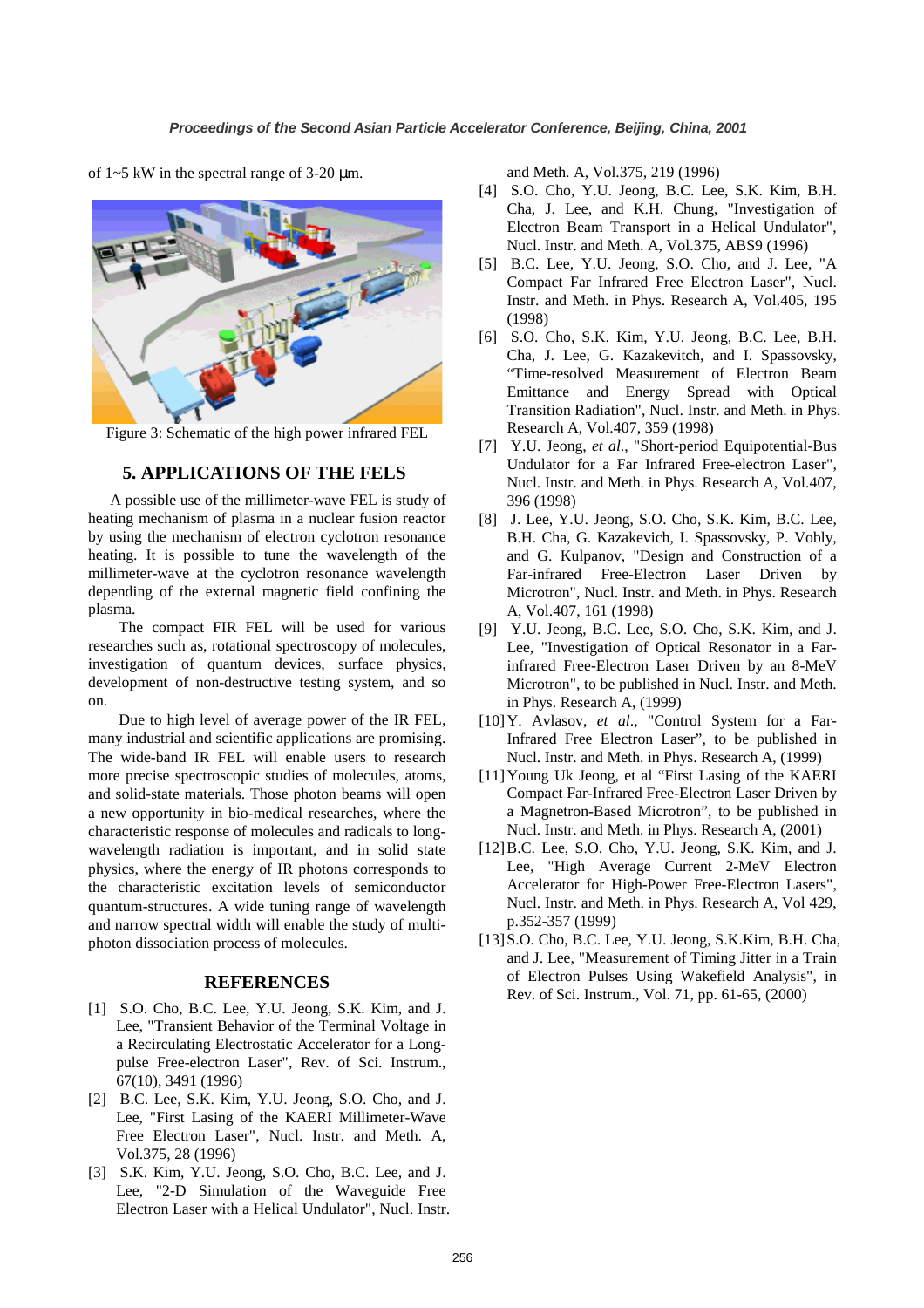of 1~5 kW in the spectral range of 3-20 μm.

Figure 3: Schematic of the high power infrared FEL

## 5. APPLICATIONS OF THE FELS

A possible use of the millimeter-wave FEL is study of heating mechanism of plasma in a nuclear fusion reactor by using the mechanism of electron cyclotron resonance heating. It is possible to tune the wavelength of the millimeter-wave at the cyclotron resonance wavelength depending of the external magnetic field confining the plasma.

The compact FIR FEL will be used for various researches such as, rotational spectroscopy of molecules, investigation of quantum devices, surface physics, development of non-destructive testing system, and so on.

Due to high level of average power of the IR FEL, many industrial and scientific applications are promising. The wide-band IR FEL will enable users to research more precise spectroscopic studies of molecules, atoms, and solid-state materials. Those photon beams will open a new opportunity in bio-medical researches, where the characteristic response of molecules and radicals to long-wavelength radiation is important, and in solid state physics, where the energy of IR photons corresponds to the characteristic excitation levels of semiconductor quantum-structures. A wide tuning range of wavelength and narrow spectral width will enable the study of multi-photon dissociation process of molecules.

## REFERENCES

[1] S.O. Cho, B.C. Lee, Y.U. Jeong, S.K. Kim, and J. Lee, "Transient Behavior of the Terminal Voltage in a Recirculating Electrostatic Accelerator for a Long-pulse Free-electron Laser", Rev. of Sci. Instrum., 67(10), 3491 (1996)

[2] B.C. Lee, S.K. Kim, Y.U. Jeong, S.O. Cho, and J. Lee, "First Lasing of the KAERI Millimeter-Wave Free Electron Laser", Nucl. Instr. and Meth. A, Vol.375, 28 (1996)

[3] S.K. Kim, Y.U. Jeong, S.O. Cho, B.C. Lee, and J. Lee, "2-D Simulation of the Waveguide Free Electron Laser with a Helical Undulator", Nucl. Instr. and Meth. A, Vol.375, 219 (1996)

[4] S.O. Cho, Y.U. Jeong, B.C. Lee, S.K. Kim, B.H. Cha, J. Lee, and K.H. Chung, "Investigation of Electron Beam Transport in a Helical Undulator", Nucl. Instr. and Meth. A, Vol.375, ABS9 (1996)

[5] B.C. Lee, Y.U. Jeong, S.O. Cho, and J. Lee, "A Compact Far Infrared Free Electron Laser", Nucl. Instr. and Meth. in Phys. Research A, Vol.405, 195 (1998)

[6] S.O. Cho, S.K. Kim, Y.U. Jeong, B.C. Lee, B.H. Cha, J. Lee, G. Kazakevitch, and I. Spassovsky, "Time-resolved Measurement of Electron Beam Emittance and Energy Spread with Optical Transition Radiation", Nucl. Instr. and Meth. in Phys. Research A, Vol.407, 359 (1998)

[7] Y.U. Jeong, *et al*., "Short-period Equipotential-Bus Undulator for a Far Infrared Free-electron Laser", Nucl. Instr. and Meth. in Phys. Research A, Vol.407, 396 (1998)

[8] J. Lee, Y.U. Jeong, S.O. Cho, S.K. Kim, B.C. Lee, B.H. Cha, G. Kazakevich, I. Spassovsky, P. Vobly, and G. Kulpanov, "Design and Construction of a Far-infrared Free-Electron Laser Driven by Microtron", Nucl. Instr. and Meth. in Phys. Research A, Vol.407, 161 (1998)

[9] Y.U. Jeong, B.C. Lee, S.O. Cho, S.K. Kim, and J. Lee, "Investigation of Optical Resonator in a Far-infrared Free-Electron Laser Driven by an 8-MeV Microtron", to be published in Nucl. Instr. and Meth. in Phys. Research A, (1999)

[10] Y. Avlasov, *et al*., "Control System for a Far-Infrared Free Electron Laser", to be published in Nucl. Instr. and Meth. in Phys. Research A, (1999)

[11] Young Uk Jeong, et al "First Lasing of the KAERI Compact Far-Infrared Free-Electron Laser Driven by a Magnetron-Based Microtron", to be published in Nucl. Instr. and Meth. in Phys. Research A, (2001)

[12] B.C. Lee, S.O. Cho, Y.U. Jeong, S.K. Kim, and J. Lee, "High Average Current 2-MeV Electron Accelerator for High-Power Free-Electron Lasers", Nucl. Instr. and Meth. in Phys. Research A, Vol 429, p.352-357 (1999)

[13] S.O. Cho, B.C. Lee, Y.U. Jeong, S.K.Kim, B.H. Cha, and J. Lee, "Measurement of Timing Jitter in a Train of Electron Pulses Using Wakefield Analysis", in Rev. of Sci. Instrum., Vol. 71, pp. 61-65, (2000)